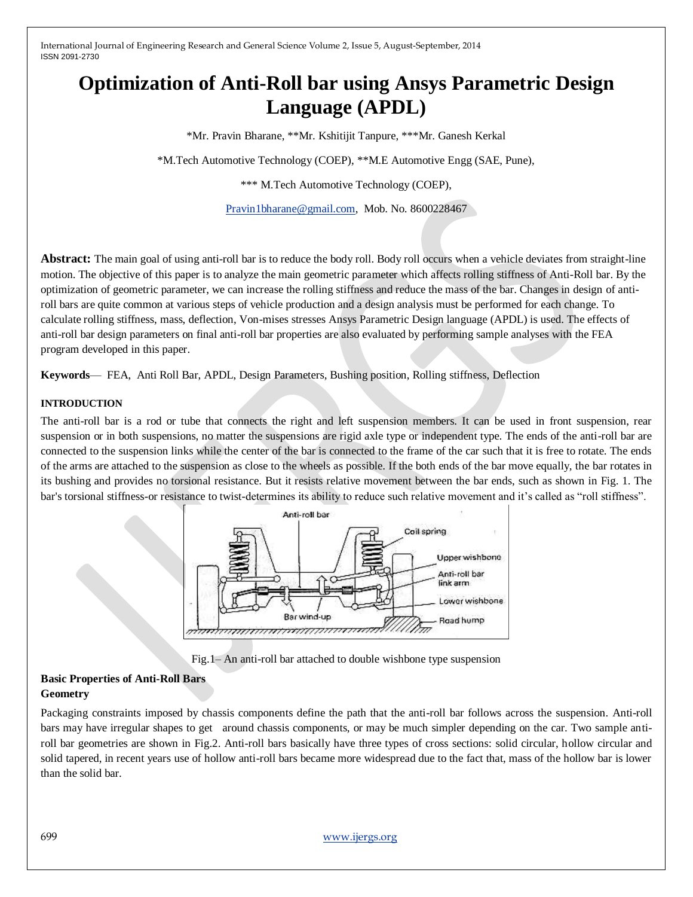# Optimization of Anti-Roll bar using Ansys Parametric Design Language (APDL)

*Mr. Pravin Bharane, **Mr. Kshitijit Tanpure, ***Mr. Ganesh Kerkal

*M.Tech Automotive Technology (COEP), **M.E Automotive Engg (SAE, Pune),

*** M.Tech Automotive Technology (COEP),

Pravin1bharane@gmail.com, Mob. No. 8600228467

**Abstract:** The main goal of using anti-roll bar is to reduce the body roll. Body roll occurs when a vehicle deviates from straight-line motion. The objective of this paper is to analyze the main geometric parameter which affects rolling stiffness of Anti-Roll bar. By the optimization of geometric parameter, we can increase the rolling stiffness and reduce the mass of the bar. Changes in design of anti-roll bars are quite common at various steps of vehicle production and a design analysis must be performed for each change. To calculate rolling stiffness, mass, deflection, Von-mises stresses Ansys Parametric Design language (APDL) is used. The effects of anti-roll bar design parameters on final anti-roll bar properties are also evaluated by performing sample analyses with the FEA program developed in this paper.

**Keywords**— FEA, Anti Roll Bar, APDL, Design Parameters, Bushing position, Rolling stiffness, Deflection

## INTRODUCTION

The anti-roll bar is a rod or tube that connects the right and left suspension members. It can be used in front suspension, rear suspension or in both suspensions, no matter the suspensions are rigid axle type or independent type. The ends of the anti-roll bar are connected to the suspension links while the center of the bar is connected to the frame of the car such that it is free to rotate. The ends of the arms are attached to the suspension as close to the wheels as possible. If the both ends of the bar move equally, the bar rotates in its bushing and provides no torsional resistance. But it resists relative movement between the bar ends, such as shown in Fig. 1. The bar's torsional stiffness-or resistance to twist-determines its ability to reduce such relative movement and it's called as "roll stiffness".

Anti-roll bar
Coil spring
Upper wishbone
Anti-roll bar link arm
Lower wishbone
Bar wind-up
Road hump

Fig.1– An anti-roll bar attached to double wishbone type suspension

### Basic Properties of Anti-Roll Bars

### Geometry

Packaging constraints imposed by chassis components define the path that the anti-roll bar follows across the suspension. Anti-roll bars may have irregular shapes to get around chassis components, or may be much simpler depending on the car. Two sample anti-roll bar geometries are shown in Fig.2. Anti-roll bars basically have three types of cross sections: solid circular, hollow circular and solid tapered, in recent years use of hollow anti-roll bars became more widespread due to the fact that, mass of the hollow bar is lower than the solid bar.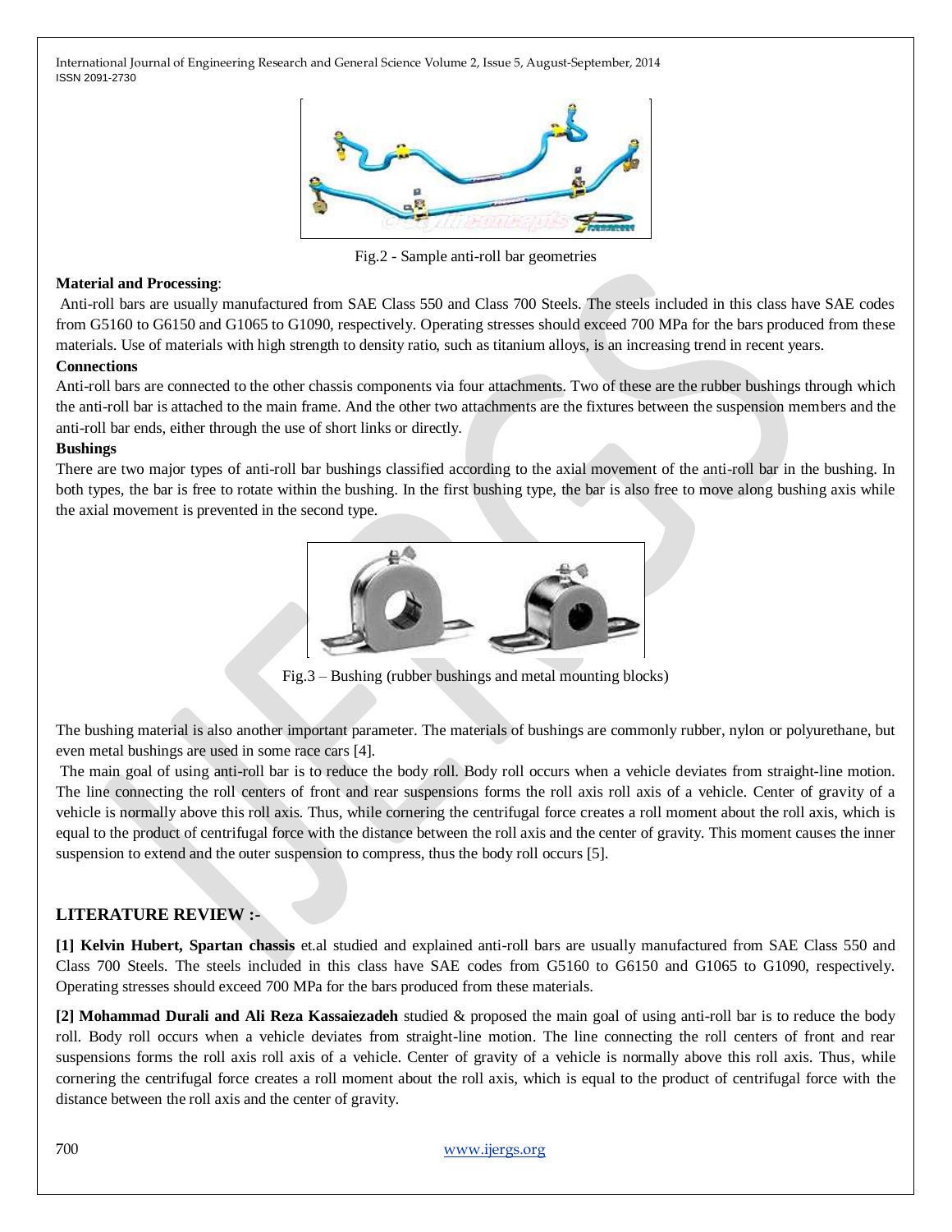Fig.2 - Sample anti-roll bar geometries

**Material and Processing**:

Anti-roll bars are usually manufactured from SAE Class 550 and Class 700 Steels. The steels included in this class have SAE codes from G5160 to G6150 and G1065 to G1090, respectively. Operating stresses should exceed 700 MPa for the bars produced from these materials. Use of materials with high strength to density ratio, such as titanium alloys, is an increasing trend in recent years.

**Connections**

Anti-roll bars are connected to the other chassis components via four attachments. Two of these are the rubber bushings through which the anti-roll bar is attached to the main frame. And the other two attachments are the fixtures between the suspension members and the anti-roll bar ends, either through the use of short links or directly.

**Bushings**

There are two major types of anti-roll bar bushings classified according to the axial movement of the anti-roll bar in the bushing. In both types, the bar is free to rotate within the bushing. In the first bushing type, the bar is also free to move along bushing axis while the axial movement is prevented in the second type.

Fig.3 – Bushing (rubber bushings and metal mounting blocks)

The bushing material is also another important parameter. The materials of bushings are commonly rubber, nylon or polyurethane, but even metal bushings are used in some race cars [4].

The main goal of using anti-roll bar is to reduce the body roll. Body roll occurs when a vehicle deviates from straight-line motion. The line connecting the roll centers of front and rear suspensions forms the roll axis roll axis of a vehicle. Center of gravity of a vehicle is normally above this roll axis. Thus, while cornering the centrifugal force creates a roll moment about the roll axis, which is equal to the product of centrifugal force with the distance between the roll axis and the center of gravity. This moment causes the inner suspension to extend and the outer suspension to compress, thus the body roll occurs [5].

## LITERATURE REVIEW :-

**[1] Kelvin Hubert, Spartan chassis** et.al studied and explained anti-roll bars are usually manufactured from SAE Class 550 and Class 700 Steels. The steels included in this class have SAE codes from G5160 to G6150 and G1065 to G1090, respectively. Operating stresses should exceed 700 MPa for the bars produced from these materials.

**[2] Mohammad Durali and Ali Reza Kassaiezadeh** studied & proposed the main goal of using anti-roll bar is to reduce the body roll. Body roll occurs when a vehicle deviates from straight-line motion. The line connecting the roll centers of front and rear suspensions forms the roll axis roll axis of a vehicle. Center of gravity of a vehicle is normally above this roll axis. Thus, while cornering the centrifugal force creates a roll moment about the roll axis, which is equal to the product of centrifugal force with the distance between the roll axis and the center of gravity.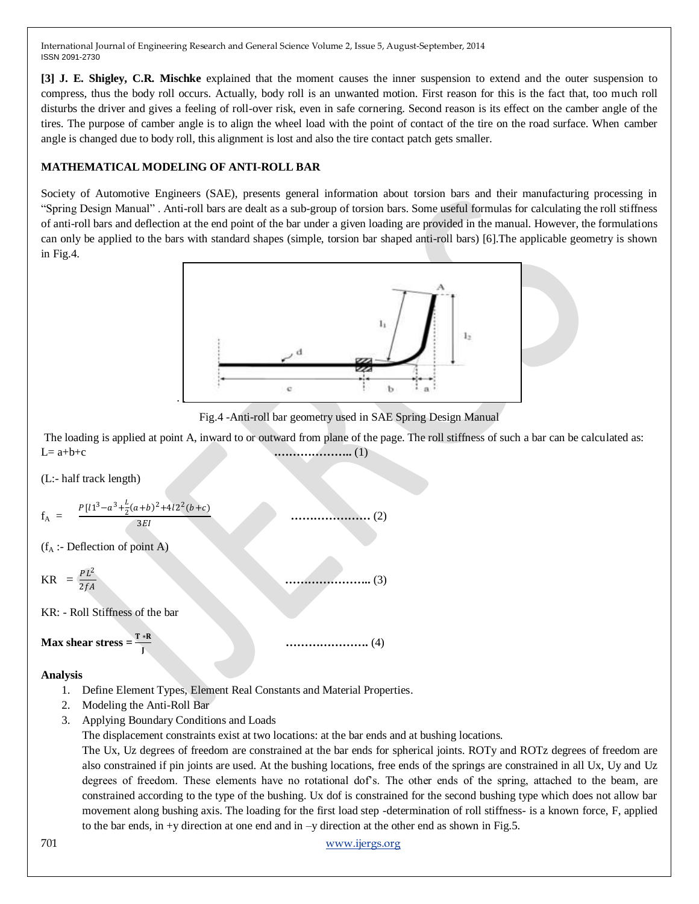**[3] J. E. Shigley, C.R. Mischke** explained that the moment causes the inner suspension to extend and the outer suspension to compress, thus the body roll occurs. Actually, body roll is an unwanted motion. First reason for this is the fact that, too much roll disturbs the driver and gives a feeling of roll-over risk, even in safe cornering. Second reason is its effect on the camber angle of the tires. The purpose of camber angle is to align the wheel load with the point of contact of the tire on the road surface. When camber angle is changed due to body roll, this alignment is lost and also the tire contact patch gets smaller.

## MATHEMATICAL MODELING OF ANTI-ROLL BAR

Society of Automotive Engineers (SAE), presents general information about torsion bars and their manufacturing processing in "Spring Design Manual" . Anti-roll bars are dealt as a sub-group of torsion bars. Some useful formulas for calculating the roll stiffness of anti-roll bars and deflection at the end point of the bar under a given loading are provided in the manual. However, the formulations can only be applied to the bars with standard shapes (simple, torsion bar shaped anti-roll bars) [6].The applicable geometry is shown in Fig.4.

Fig.4 -Anti-roll bar geometry used in SAE Spring Design Manual

The loading is applied at point A, inward to or outward from plane of the page. The roll stiffness of such a bar can be calculated as:

$$L = a+b+c \quad \text{………………..} \ (1)$$

(L:- half track length)

$$f_A = \frac{P\left[l1^3 - a^3 + \frac{L}{2}(a+b)^2 + 4l2^2(b+c)\right]}{3EI} \quad \text{…………………} \ (2)$$

($f_A$ :- Deflection of point A)

$$KR = \frac{PL^2}{2fA} \quad \text{…………………..} \ (3)$$

KR: - Roll Stiffness of the bar

**Max shear stress =** $\frac{T * R}{J}$ **………………….** (4)

**Analysis**

1. Define Element Types, Element Real Constants and Material Properties.
2. Modeling the Anti-Roll Bar
3. Applying Boundary Conditions and Loads

   The displacement constraints exist at two locations: at the bar ends and at bushing locations.

   The Ux, Uz degrees of freedom are constrained at the bar ends for spherical joints. ROTy and ROTz degrees of freedom are also constrained if pin joints are used. At the bushing locations, free ends of the springs are constrained in all Ux, Uy and Uz degrees of freedom. These elements have no rotational dof's. The other ends of the spring, attached to the beam, are constrained according to the type of the bushing. Ux dof is constrained for the second bushing type which does not allow bar movement along bushing axis. The loading for the first load step -determination of roll stiffness- is a known force, F, applied to the bar ends, in +y direction at one end and in –y direction at the other end as shown in Fig.5.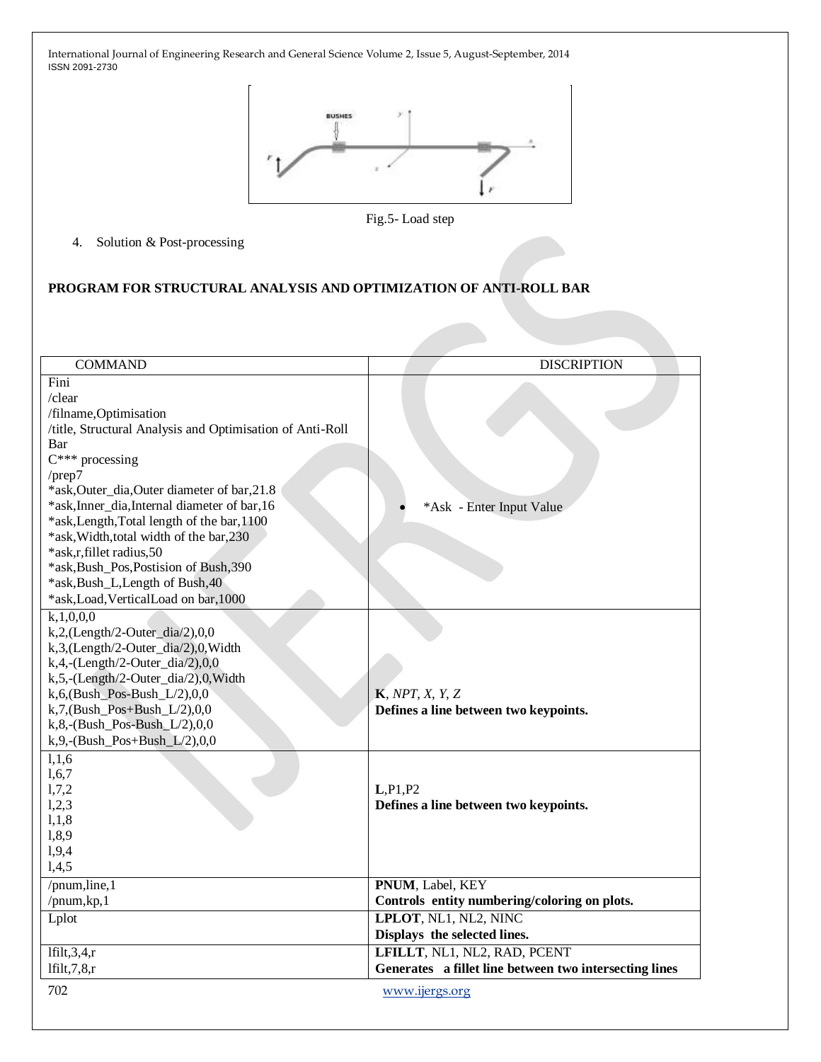Fig.5- Load step

4. Solution & Post-processing

**PROGRAM FOR STRUCTURAL ANALYSIS AND OPTIMIZATION OF ANTI-ROLL BAR**

| COMMAND | DISCRIPTION |
|---|---|
| Fini<br>/clear<br>/filname,Optimisation<br>/title, Structural Analysis and Optimisation of Anti-Roll Bar<br>C*** processing<br>/prep7<br>*ask,Outer_dia,Outer diameter of bar,21.8<br>*ask,Inner_dia,Internal diameter of bar,16<br>*ask,Length,Total length of the bar,1100<br>*ask,Width,total width of the bar,230<br>*ask,r,fillet radius,50<br>*ask,Bush_Pos,Postision of Bush,390<br>*ask,Bush_L,Length of Bush,40<br>*ask,Load,VerticalLoad on bar,1000 | • *Ask - Enter Input Value |
| k,1,0,0,0<br>k,2,(Length/2-Outer_dia/2),0,0<br>k,3,(Length/2-Outer_dia/2),0,Width<br>k,4,-(Length/2-Outer_dia/2),0,0<br>k,5,-(Length/2-Outer_dia/2),0,Width<br>k,6,(Bush_Pos-Bush_L/2),0,0<br>k,7,(Bush_Pos+Bush_L/2),0,0<br>k,8,-(Bush_Pos-Bush_L/2),0,0<br>k,9,-(Bush_Pos+Bush_L/2),0,0 | **K**, *NPT*, *X*, *Y*, *Z*<br>**Defines a line between two keypoints.** |
| l,1,6<br>l,6,7<br>l,7,2<br>l,2,3<br>l,1,8<br>l,8,9<br>l,9,4<br>l,4,5 | **L**,P1,P2<br>**Defines a line between two keypoints.** |
| /pnum,line,1<br>/pnum,kp,1 | **PNUM**, Label, KEY<br>**Controls entity numbering/coloring on plots.** |
| Lplot | **LPLOT**, NL1, NL2, NINC<br>**Displays the selected lines.** |
| lfilt,3,4,r<br>lfilt,7,8,r | **LFILLT**, NL1, NL2, RAD, PCENT<br>**Generates a fillet line between two intersecting lines** |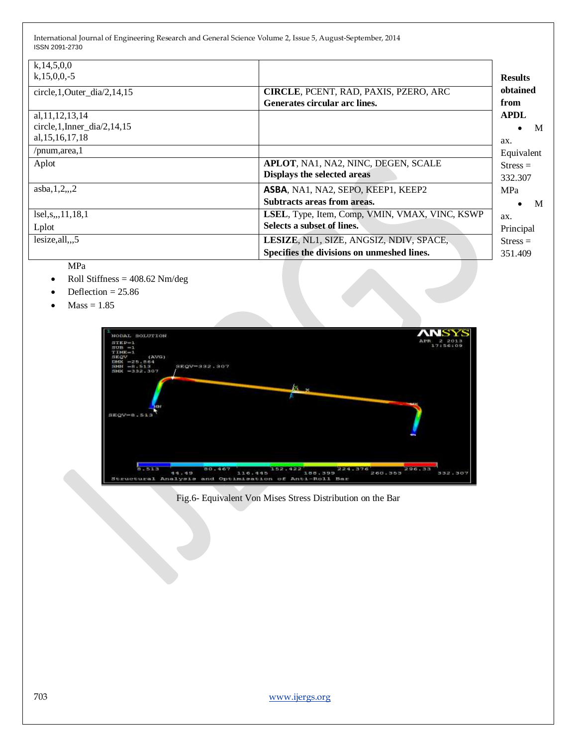| | |
|---|---|
| k,14,5,0,0<br>k,15,0,0,-5 | |
| circle,1,Outer_dia/2,14,15 | **CIRCLE**, PCENT, RAD, PAXIS, PZERO, ARC<br>**Generates circular arc lines.** |
| al,11,12,13,14<br>circle,1,Inner_dia/2,14,15<br>al,15,16,17,18 | |
| /pnum,area,1 | |
| Aplot | **APLOT**, NA1, NA2, NINC, DEGEN, SCALE<br>**Displays the selected areas** |
| asba,1,2,,,2 | **ASBA**, NA1, NA2, SEPO, KEEP1, KEEP2<br>**Subtracts areas from areas.** |
| lsel,s,,,11,18,1<br>Lplot | **LSEL**, Type, Item, Comp, VMIN, VMAX, VINC, KSWP<br>**Selects a subset of lines.** |
| lesize,all,,,5 | **LESIZE**, NL1, SIZE, ANGSIZ, NDIV, SPACE,<br>**Specifies the divisions on unmeshed lines.** |

**Results obtained from APDL**

- Max. Equivalent Stress = 332.307 MPa
- Max. Principal Stress = 351.409 MPa
- Roll Stiffness = 408.62 Nm/deg
- Deflection = 25.86
- Mass = 1.85

NODAL SOLUTION
STEP=1
SUB =1
TIME=1
SEQV (AVG)
DMX =25.864
SMN =8.513
SMX =332.307
SEQV=332.307
SEQV=8.513
ANSYS
APR 2 2013
17:56:09
8.513 44.49 80.467 116.445 152.422 188.399 224.376 260.353 296.33 332.307
Structural Analysis and Optimisation of Anti-Roll Bar

Fig.6- Equivalent Von Mises Stress Distribution on the Bar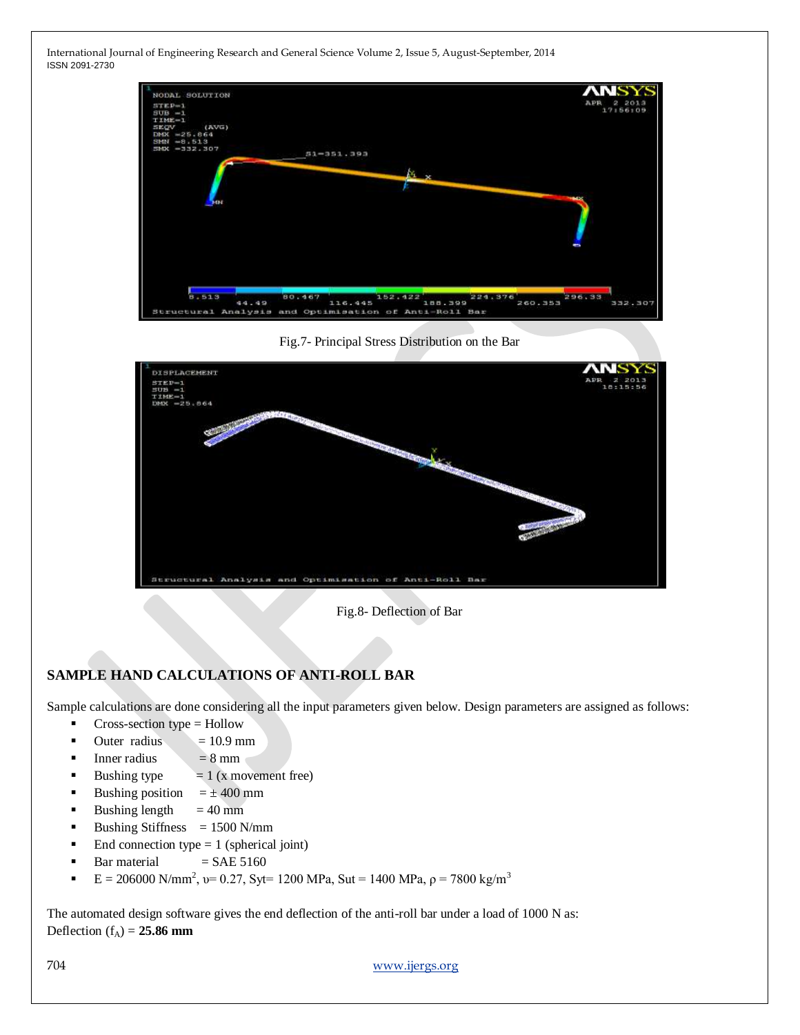NODAL SOLUTION
STEP=1
SUB =1
TIME=1
SEQV (AVG)
DMX =25.864
SMN =8.513
SMX =332.307
S1=351.393
MN
MX
8.513
44.49
80.467
116.445
152.422
188.399
224.376
260.353
296.33
332.307
Structural Analysis and Optimisation of Anti-Roll Bar

Fig.7- Principal Stress Distribution on the Bar

DISPLACEMENT
STEP=1
SUB =1
TIME=1
DMX =25.864
Structural Analysis and Optimisation of Anti-Roll Bar

Fig.8- Deflection of Bar

## SAMPLE HAND CALCULATIONS OF ANTI-ROLL BAR

Sample calculations are done considering all the input parameters given below. Design parameters are assigned as follows:

- Cross-section type = Hollow
- Outer radius = 10.9 mm
- Inner radius = 8 mm
- Bushing type = 1 (x movement free)
- Bushing position = ± 400 mm
- Bushing length = 40 mm
- Bushing Stiffness = 1500 N/mm
- End connection type = 1 (spherical joint)
- Bar material = SAE 5160
- E = 206000 $N/mm^2$, υ= 0.27, Syt= 1200 MPa, Sut = 1400 MPa, ρ = 7800 $kg/m^3$

The automated design software gives the end deflection of the anti-roll bar under a load of 1000 N as:
Deflection ($f_A$) = **25.86 mm**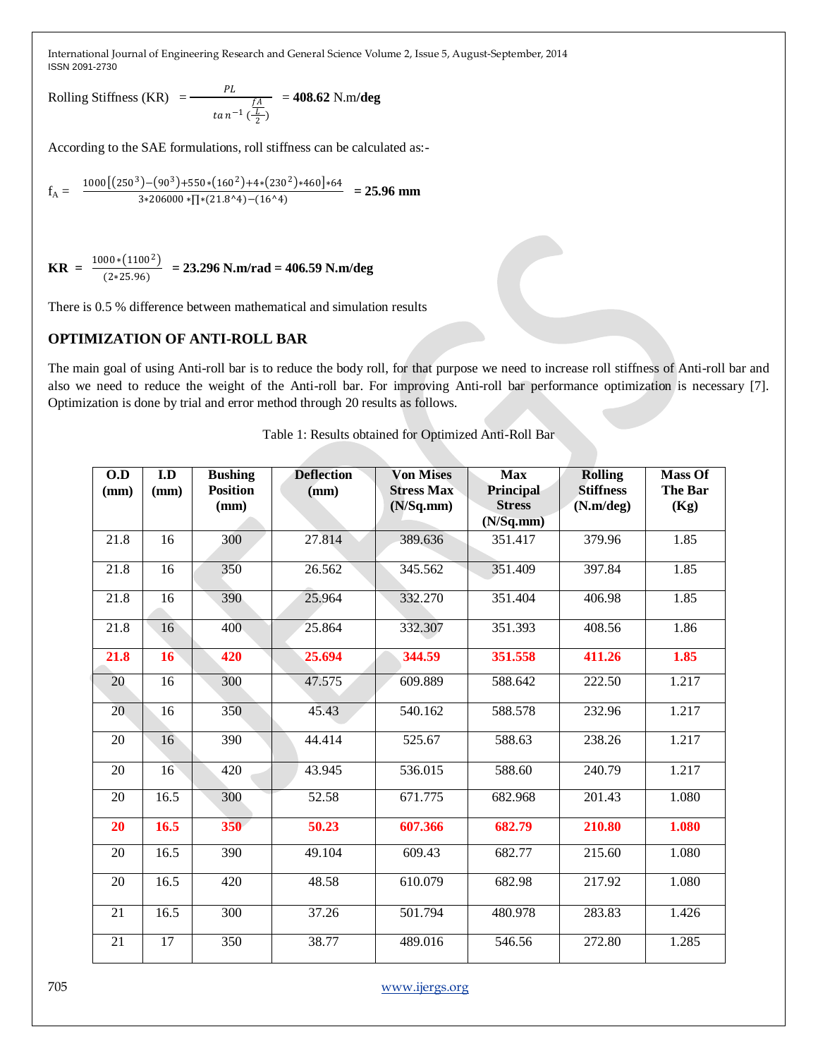Rolling Stiffness (KR) $= \frac{PL}{tan^{-1}(\frac{fA}{\frac{L}{2}})}$ = **408.62** N.m/**deg**

According to the SAE formulations, roll stiffness can be calculated as:-

$$f_A = \frac{1000\left[(250^3)-(90^3)+550*(160^2)+4*(230^2)*460\right]*64}{3*206000*\prod*(21.8\text{^}4)-(16\text{^}4)} = \mathbf{25.96\ mm}$$

$$\mathbf{KR} = \frac{1000*(1100^2)}{(2*25.96)} = \mathbf{23.296\ N.m/rad = 406.59\ N.m/deg}$$

There is 0.5 % difference between mathematical and simulation results

## OPTIMIZATION OF ANTI-ROLL BAR

The main goal of using Anti-roll bar is to reduce the body roll, for that purpose we need to increase roll stiffness of Anti-roll bar and also we need to reduce the weight of the Anti-roll bar. For improving Anti-roll bar performance optimization is necessary [7]. Optimization is done by trial and error method through 20 results as follows.

Table 1: Results obtained for Optimized Anti-Roll Bar

| O.D (mm) | I.D (mm) | Bushing Position (mm) | Deflection (mm) | Von Mises Stress Max (N/Sq.mm) | Max Principal Stress (N/Sq.mm) | Rolling Stiffness (N.m/deg) | Mass Of The Bar (Kg) |
|---|---|---|---|---|---|---|---|
| 21.8 | 16 | 300 | 27.814 | 389.636 | 351.417 | 379.96 | 1.85 |
| 21.8 | 16 | 350 | 26.562 | 345.562 | 351.409 | 397.84 | 1.85 |
| 21.8 | 16 | 390 | 25.964 | 332.270 | 351.404 | 406.98 | 1.85 |
| 21.8 | 16 | 400 | 25.864 | 332.307 | 351.393 | 408.56 | 1.86 |
| **21.8** | **16** | **420** | **25.694** | **344.59** | **351.558** | **411.26** | **1.85** |
| 20 | 16 | 300 | 47.575 | 609.889 | 588.642 | 222.50 | 1.217 |
| 20 | 16 | 350 | 45.43 | 540.162 | 588.578 | 232.96 | 1.217 |
| 20 | 16 | 390 | 44.414 | 525.67 | 588.63 | 238.26 | 1.217 |
| 20 | 16 | 420 | 43.945 | 536.015 | 588.60 | 240.79 | 1.217 |
| 20 | 16.5 | 300 | 52.58 | 671.775 | 682.968 | 201.43 | 1.080 |
| **20** | **16.5** | **350** | **50.23** | **607.366** | **682.79** | **210.80** | **1.080** |
| 20 | 16.5 | 390 | 49.104 | 609.43 | 682.77 | 215.60 | 1.080 |
| 20 | 16.5 | 420 | 48.58 | 610.079 | 682.98 | 217.92 | 1.080 |
| 21 | 16.5 | 300 | 37.26 | 501.794 | 480.978 | 283.83 | 1.426 |
| 21 | 17 | 350 | 38.77 | 489.016 | 546.56 | 272.80 | 1.285 |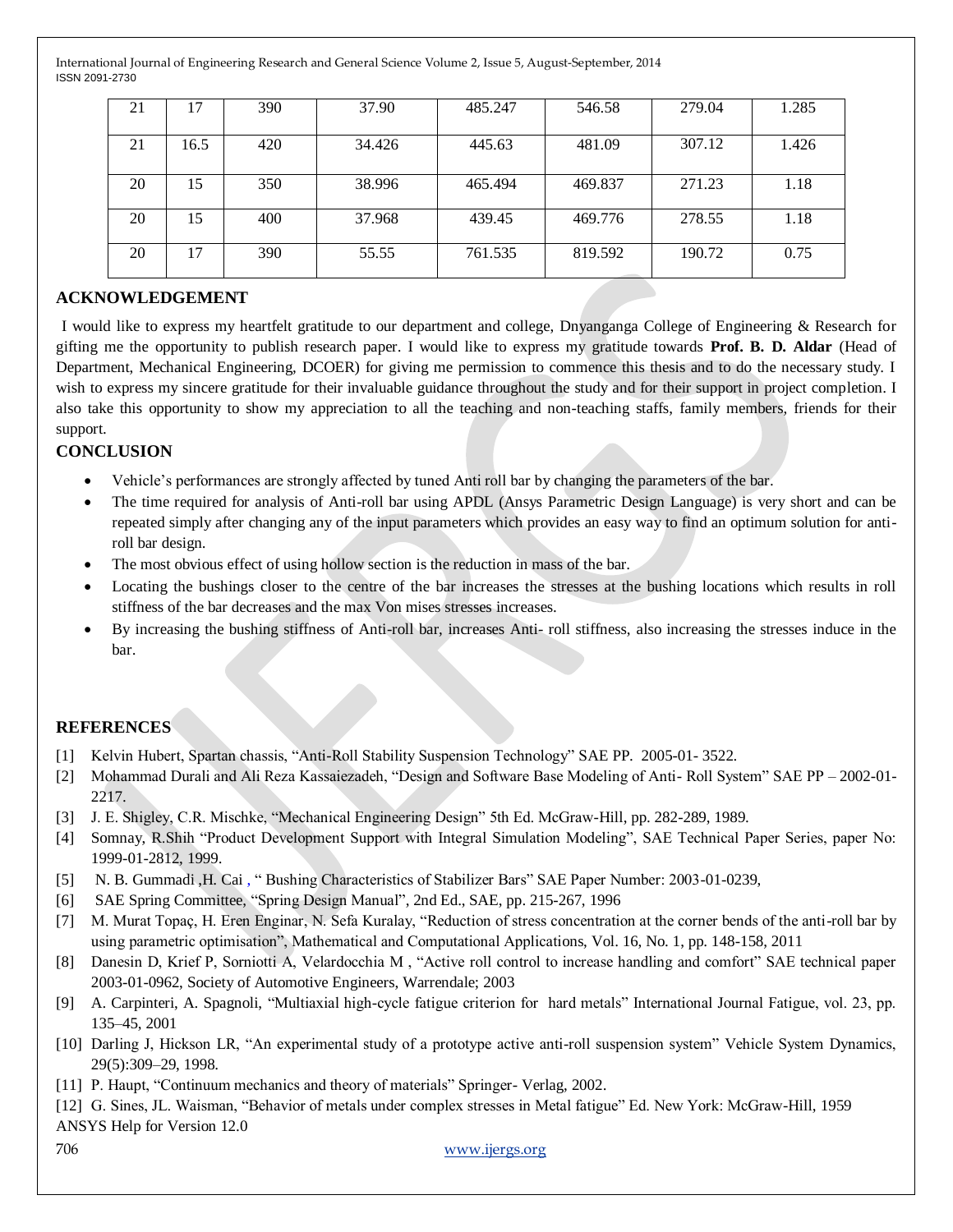| | | | | | | | |
|---|---|---|---|---|---|---|---|
| 21 | 17 | 390 | 37.90 | 485.247 | 546.58 | 279.04 | 1.285 |
| 21 | 16.5 | 420 | 34.426 | 445.63 | 481.09 | 307.12 | 1.426 |
| 20 | 15 | 350 | 38.996 | 465.494 | 469.837 | 271.23 | 1.18 |
| 20 | 15 | 400 | 37.968 | 439.45 | 469.776 | 278.55 | 1.18 |
| 20 | 17 | 390 | 55.55 | 761.535 | 819.592 | 190.72 | 0.75 |

## ACKNOWLEDGEMENT

I would like to express my heartfelt gratitude to our department and college, Dnyanganga College of Engineering & Research for gifting me the opportunity to publish research paper. I would like to express my gratitude towards **Prof. B. D. Aldar** (Head of Department, Mechanical Engineering, DCOER) for giving me permission to commence this thesis and to do the necessary study. I wish to express my sincere gratitude for their invaluable guidance throughout the study and for their support in project completion. I also take this opportunity to show my appreciation to all the teaching and non-teaching staffs, family members, friends for their support.

## CONCLUSION

- Vehicle's performances are strongly affected by tuned Anti roll bar by changing the parameters of the bar.
- The time required for analysis of Anti-roll bar using APDL (Ansys Parametric Design Language) is very short and can be repeated simply after changing any of the input parameters which provides an easy way to find an optimum solution for anti-roll bar design.
- The most obvious effect of using hollow section is the reduction in mass of the bar.
- Locating the bushings closer to the centre of the bar increases the stresses at the bushing locations which results in roll stiffness of the bar decreases and the max Von mises stresses increases.
- By increasing the bushing stiffness of Anti-roll bar, increases Anti- roll stiffness, also increasing the stresses induce in the bar.

## REFERENCES

[1] Kelvin Hubert, Spartan chassis, "Anti-Roll Stability Suspension Technology" SAE PP. 2005-01- 3522.

[2] Mohammad Durali and Ali Reza Kassaiezadeh, "Design and Software Base Modeling of Anti- Roll System" SAE PP – 2002-01-2217.

[3] J. E. Shigley, C.R. Mischke, "Mechanical Engineering Design" 5th Ed. McGraw-Hill, pp. 282-289, 1989.

[4] Somnay, R.Shih "Product Development Support with Integral Simulation Modeling", SAE Technical Paper Series, paper No: 1999-01-2812, 1999.

[5] N. B. Gummadi ,H. Cai , " Bushing Characteristics of Stabilizer Bars" SAE Paper Number: 2003-01-0239,

[6] SAE Spring Committee, "Spring Design Manual", 2nd Ed., SAE, pp. 215-267, 1996

[7] M. Murat Topaç, H. Eren Enginar, N. Sefa Kuralay, "Reduction of stress concentration at the corner bends of the anti-roll bar by using parametric optimisation", Mathematical and Computational Applications, Vol. 16, No. 1, pp. 148-158, 2011

[8] Danesin D, Krief P, Sorniotti A, Velardocchia M , "Active roll control to increase handling and comfort" SAE technical paper 2003-01-0962, Society of Automotive Engineers, Warrendale; 2003

[9] A. Carpinteri, A. Spagnoli, "Multiaxial high-cycle fatigue criterion for hard metals" International Journal Fatigue, vol. 23, pp. 135–45, 2001

[10] Darling J, Hickson LR, "An experimental study of a prototype active anti-roll suspension system" Vehicle System Dynamics, 29(5):309–29, 1998.

[11] P. Haupt, "Continuum mechanics and theory of materials" Springer- Verlag, 2002.

[12] G. Sines, JL. Waisman, "Behavior of metals under complex stresses in Metal fatigue" Ed. New York: McGraw-Hill, 1959

ANSYS Help for Version 12.0